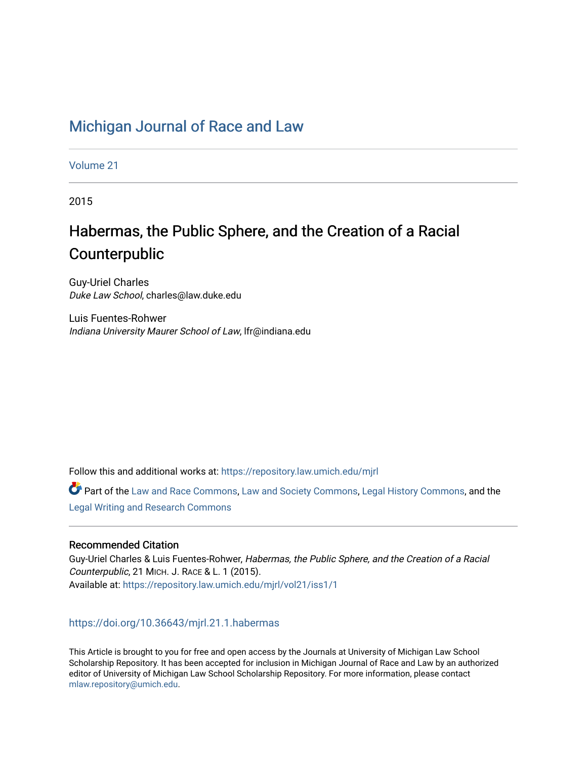# Michigan Journal of Race and Law

Volume 21

2015

## Habermas, the Public Sphere, and the Creation of a Racial Counterpublic

Guy-Uriel Charles
*Duke Law School*, charles@law.duke.edu

Luis Fuentes-Rohwer
*Indiana University Maurer School of Law*, lfr@indiana.edu

Follow this and additional works at: https://repository.law.umich.edu/mjrl

Part of the Law and Race Commons, Law and Society Commons, Legal History Commons, and the Legal Writing and Research Commons

### Recommended Citation

Guy-Uriel Charles & Luis Fuentes-Rohwer, *Habermas, the Public Sphere, and the Creation of a Racial Counterpublic*, 21 MICH. J. RACE & L. 1 (2015).
Available at: https://repository.law.umich.edu/mjrl/vol21/iss1/1

https://doi.org/10.36643/mjrl.21.1.habermas

This Article is brought to you for free and open access by the Journals at University of Michigan Law School Scholarship Repository. It has been accepted for inclusion in Michigan Journal of Race and Law by an authorized editor of University of Michigan Law School Scholarship Repository. For more information, please contact mlaw.repository@umich.edu.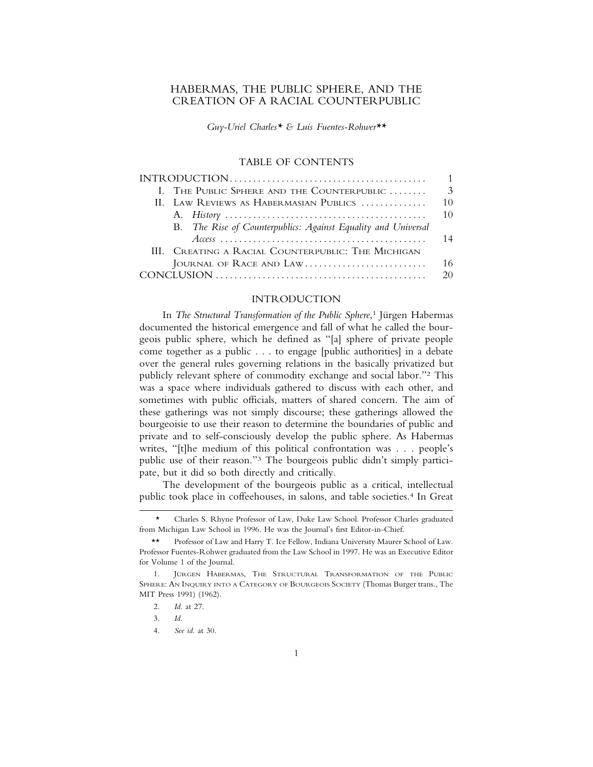# HABERMAS, THE PUBLIC SPHERE, AND THE CREATION OF A RACIAL COUNTERPUBLIC

*Guy-Uriel Charles\* & Luis Fuentes-Rohwer\*\**

## TABLE OF CONTENTS

| | |
|---|---|
| INTRODUCTION | 1 |
| I. The Public Sphere and the Counterpublic | 3 |
| II. Law Reviews as Habermasian Publics | 10 |
| A. *History* | 10 |
| B. *The Rise of Counterpublics: Against Equality and Universal Access* | 14 |
| III. Creating a Racial Counterpublic: The Michigan Journal of Race and Law | 16 |
| CONCLUSION | 20 |

## INTRODUCTION

In *The Structural Transformation of the Public Sphere*,[1] Jürgen Habermas documented the historical emergence and fall of what he called the bourgeois public sphere, which he defined as "[a] sphere of private people come together as a public . . . to engage [public authorities] in a debate over the general rules governing relations in the basically privatized but publicly relevant sphere of commodity exchange and social labor."[2] This was a space where individuals gathered to discuss with each other, and sometimes with public officials, matters of shared concern. The aim of these gatherings was not simply discourse; these gatherings allowed the bourgeoisie to use their reason to determine the boundaries of public and private and to self-consciously develop the public sphere. As Habermas writes, "[t]he medium of this political confrontation was . . . people's public use of their reason."[3] The bourgeois public didn't simply participate, but it did so both directly and critically.

The development of the bourgeois public as a critical, intellectual public took place in coffeehouses, in salons, and table societies.[4] In Great

---

\* Charles S. Rhyne Professor of Law, Duke Law School. Professor Charles graduated from Michigan Law School in 1996. He was the Journal's first Editor-in-Chief.

\*\* Professor of Law and Harry T. Ice Fellow, Indiana University Maurer School of Law. Professor Fuentes-Rohwer graduated from the Law School in 1997. He was an Executive Editor for Volume 1 of the Journal.

1. Jürgen Habermas, The Structural Transformation of the Public Sphere: An Inquiry into a Category of Bourgeois Society (Thomas Burger trans., The MIT Press 1991) (1962).

2. *Id.* at 27.

3. *Id.*

4. *See id.* at 30.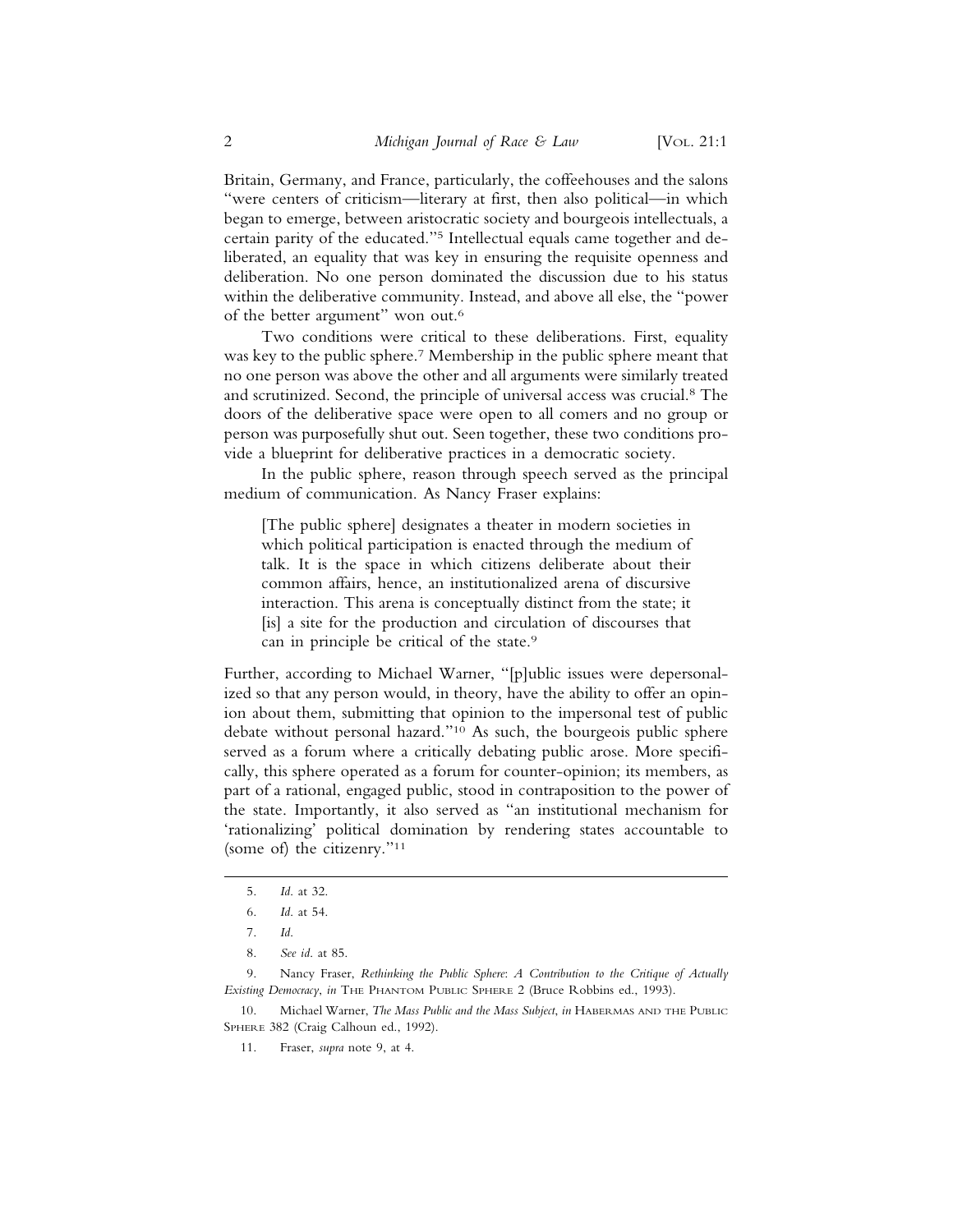Britain, Germany, and France, particularly, the coffeehouses and the salons "were centers of criticism—literary at first, then also political—in which began to emerge, between aristocratic society and bourgeois intellectuals, a certain parity of the educated."[5] Intellectual equals came together and deliberated, an equality that was key in ensuring the requisite openness and deliberation. No one person dominated the discussion due to his status within the deliberative community. Instead, and above all else, the "power of the better argument" won out.[6]

Two conditions were critical to these deliberations. First, equality was key to the public sphere.[7] Membership in the public sphere meant that no one person was above the other and all arguments were similarly treated and scrutinized. Second, the principle of universal access was crucial.[8] The doors of the deliberative space were open to all comers and no group or person was purposefully shut out. Seen together, these two conditions provide a blueprint for deliberative practices in a democratic society.

In the public sphere, reason through speech served as the principal medium of communication. As Nancy Fraser explains:

> [The public sphere] designates a theater in modern societies in which political participation is enacted through the medium of talk. It is the space in which citizens deliberate about their common affairs, hence, an institutionalized arena of discursive interaction. This arena is conceptually distinct from the state; it [is] a site for the production and circulation of discourses that can in principle be critical of the state.[9]

Further, according to Michael Warner, "[p]ublic issues were depersonalized so that any person would, in theory, have the ability to offer an opinion about them, submitting that opinion to the impersonal test of public debate without personal hazard."[10] As such, the bourgeois public sphere served as a forum where a critically debating public arose. More specifically, this sphere operated as a forum for counter-opinion; its members, as part of a rational, engaged public, stood in contraposition to the power of the state. Importantly, it also served as "an institutional mechanism for 'rationalizing' political domination by rendering states accountable to (some of) the citizenry."[11]

---

5. *Id.* at 32.

6. *Id.* at 54.

7. *Id.*

8. *See id.* at 85.

9. Nancy Fraser, *Rethinking the Public Sphere: A Contribution to the Critique of Actually Existing Democracy*, *in* THE PHANTOM PUBLIC SPHERE 2 (Bruce Robbins ed., 1993).

10. Michael Warner, *The Mass Public and the Mass Subject*, *in* HABERMAS AND THE PUBLIC SPHERE 382 (Craig Calhoun ed., 1992).

11. Fraser, *supra* note 9, at 4.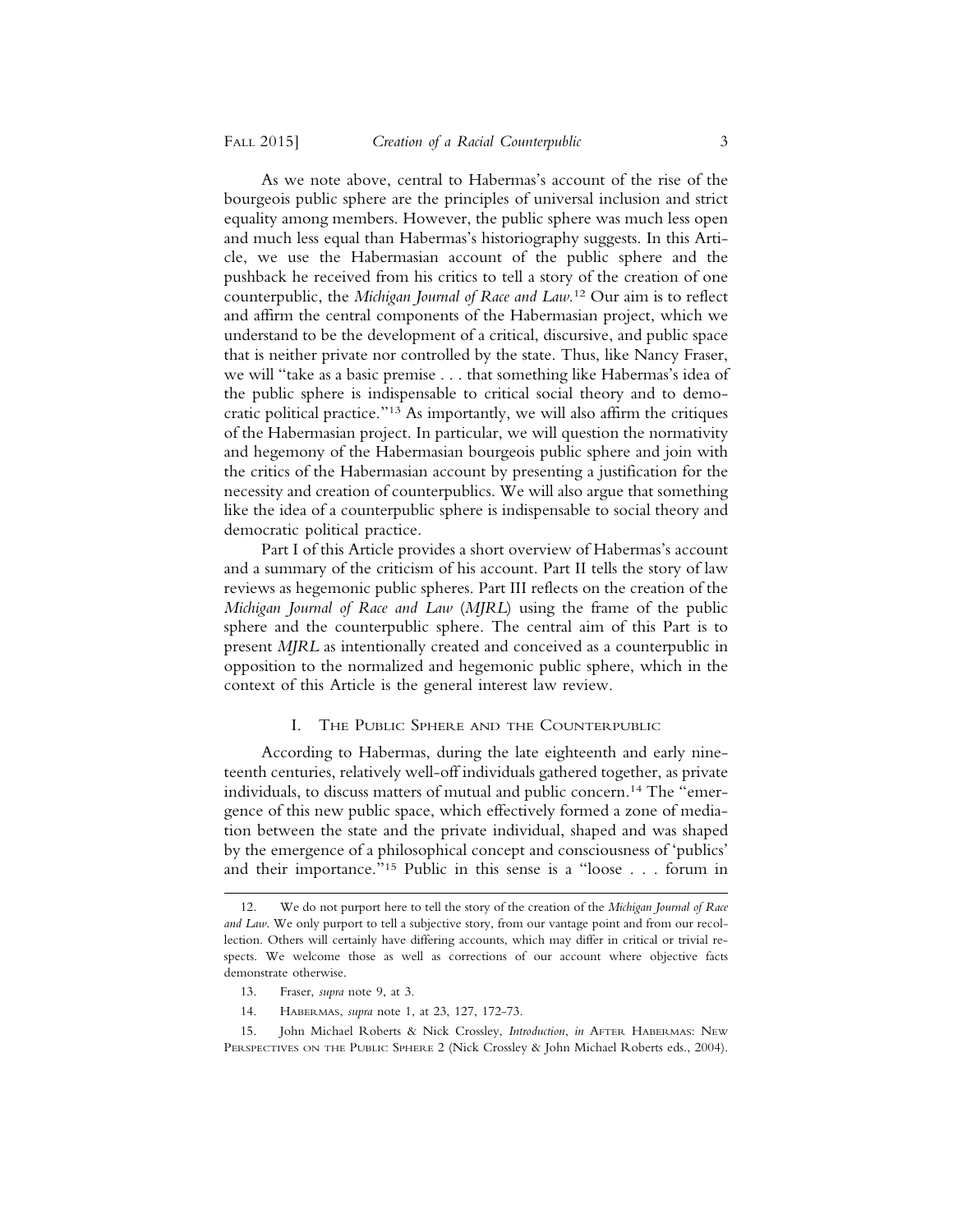As we note above, central to Habermas's account of the rise of the bourgeois public sphere are the principles of universal inclusion and strict equality among members. However, the public sphere was much less open and much less equal than Habermas's historiography suggests. In this Article, we use the Habermasian account of the public sphere and the pushback he received from his critics to tell a story of the creation of one counterpublic, the *Michigan Journal of Race and Law*.[12] Our aim is to reflect and affirm the central components of the Habermasian project, which we understand to be the development of a critical, discursive, and public space that is neither private nor controlled by the state. Thus, like Nancy Fraser, we will "take as a basic premise . . . that something like Habermas's idea of the public sphere is indispensable to critical social theory and to democratic political practice."[13] As importantly, we will also affirm the critiques of the Habermasian project. In particular, we will question the normativity and hegemony of the Habermasian bourgeois public sphere and join with the critics of the Habermasian account by presenting a justification for the necessity and creation of counterpublics. We will also argue that something like the idea of a counterpublic sphere is indispensable to social theory and democratic political practice.

Part I of this Article provides a short overview of Habermas's account and a summary of the criticism of his account. Part II tells the story of law reviews as hegemonic public spheres. Part III reflects on the creation of the *Michigan Journal of Race and Law* (*MJRL*) using the frame of the public sphere and the counterpublic sphere. The central aim of this Part is to present *MJRL* as intentionally created and conceived as a counterpublic in opposition to the normalized and hegemonic public sphere, which in the context of this Article is the general interest law review.

## I. The Public Sphere and the Counterpublic

According to Habermas, during the late eighteenth and early nineteenth centuries, relatively well-off individuals gathered together, as private individuals, to discuss matters of mutual and public concern.[14] The "emergence of this new public space, which effectively formed a zone of mediation between the state and the private individual, shaped and was shaped by the emergence of a philosophical concept and consciousness of 'publics' and their importance."[15] Public in this sense is a "loose . . . forum in

---

12. We do not purport here to tell the story of the creation of the *Michigan Journal of Race and Law*. We only purport to tell a subjective story, from our vantage point and from our recollection. Others will certainly have differing accounts, which may differ in critical or trivial respects. We welcome those as well as corrections of our account where objective facts demonstrate otherwise.

13. Fraser, *supra* note 9, at 3.

14. Habermas, *supra* note 1, at 23, 127, 172-73.

15. John Michael Roberts & Nick Crossley, *Introduction*, *in* After Habermas: New Perspectives on the Public Sphere 2 (Nick Crossley & John Michael Roberts eds., 2004).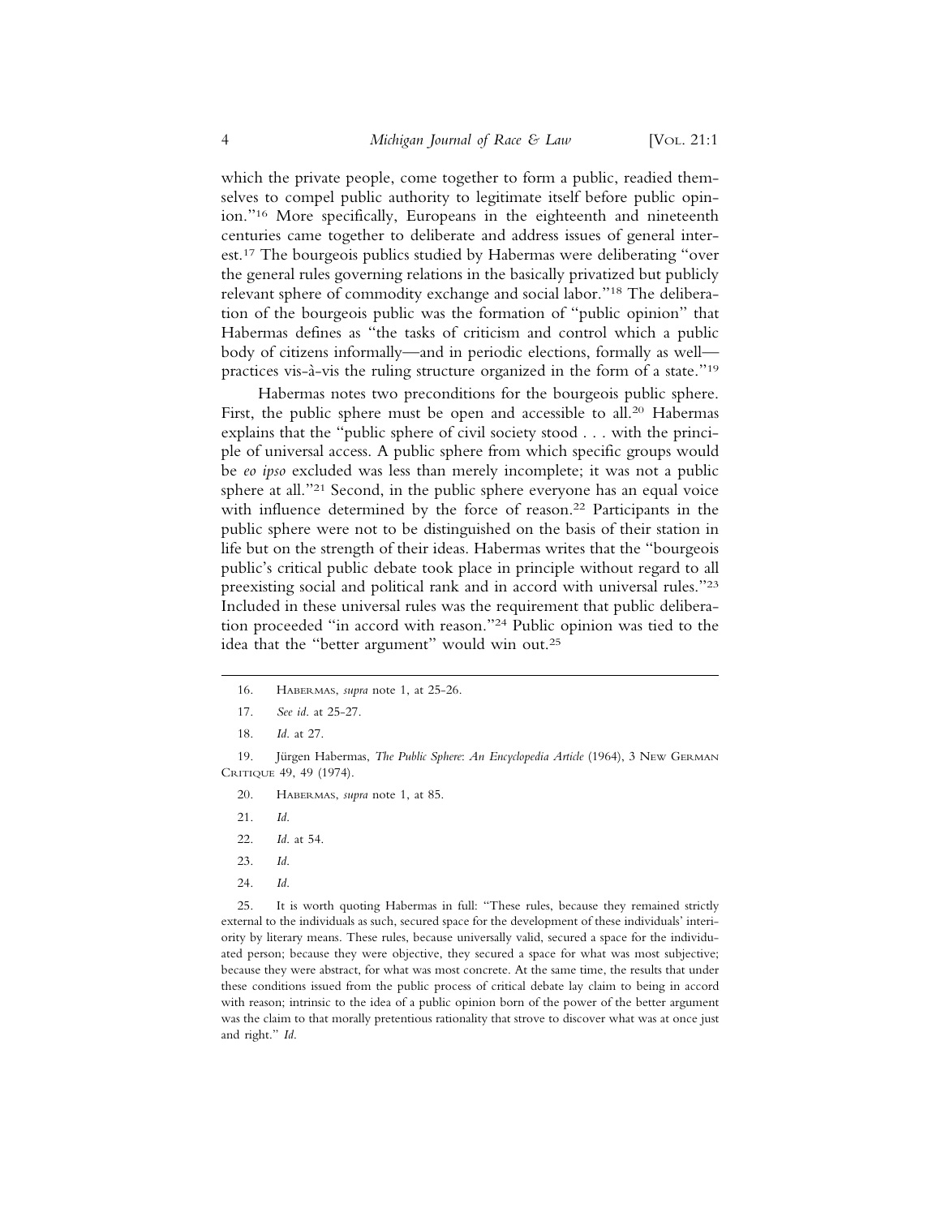which the private people, come together to form a public, readied themselves to compel public authority to legitimate itself before public opinion."[16] More specifically, Europeans in the eighteenth and nineteenth centuries came together to deliberate and address issues of general interest.[17] The bourgeois publics studied by Habermas were deliberating "over the general rules governing relations in the basically privatized but publicly relevant sphere of commodity exchange and social labor."[18] The deliberation of the bourgeois public was the formation of "public opinion" that Habermas defines as "the tasks of criticism and control which a public body of citizens informally—and in periodic elections, formally as well—practices vis-à-vis the ruling structure organized in the form of a state."[19]

Habermas notes two preconditions for the bourgeois public sphere. First, the public sphere must be open and accessible to all.[20] Habermas explains that the "public sphere of civil society stood . . . with the principle of universal access. A public sphere from which specific groups would be *eo ipso* excluded was less than merely incomplete; it was not a public sphere at all."[21] Second, in the public sphere everyone has an equal voice with influence determined by the force of reason.[22] Participants in the public sphere were not to be distinguished on the basis of their station in life but on the strength of their ideas. Habermas writes that the "bourgeois public's critical public debate took place in principle without regard to all preexisting social and political rank and in accord with universal rules."[23] Included in these universal rules was the requirement that public deliberation proceeded "in accord with reason."[24] Public opinion was tied to the idea that the "better argument" would win out.[25]

---

16. Habermas, *supra* note 1, at 25-26.

17. *See id.* at 25-27.

18. *Id.* at 27.

19. Jürgen Habermas, *The Public Sphere: An Encyclopedia Article* (1964), 3 New German Critique 49, 49 (1974).

20. Habermas, *supra* note 1, at 85.

21. *Id.*

22. *Id.* at 54.

23. *Id.*

24. *Id.*

25. It is worth quoting Habermas in full: "These rules, because they remained strictly external to the individuals as such, secured space for the development of these individuals' interiority by literary means. These rules, because universally valid, secured a space for the individuated person; because they were objective, they secured a space for what was most subjective; because they were abstract, for what was most concrete. At the same time, the results that under these conditions issued from the public process of critical debate lay claim to being in accord with reason; intrinsic to the idea of a public opinion born of the power of the better argument was the claim to that morally pretentious rationality that strove to discover what was at once just and right." *Id.*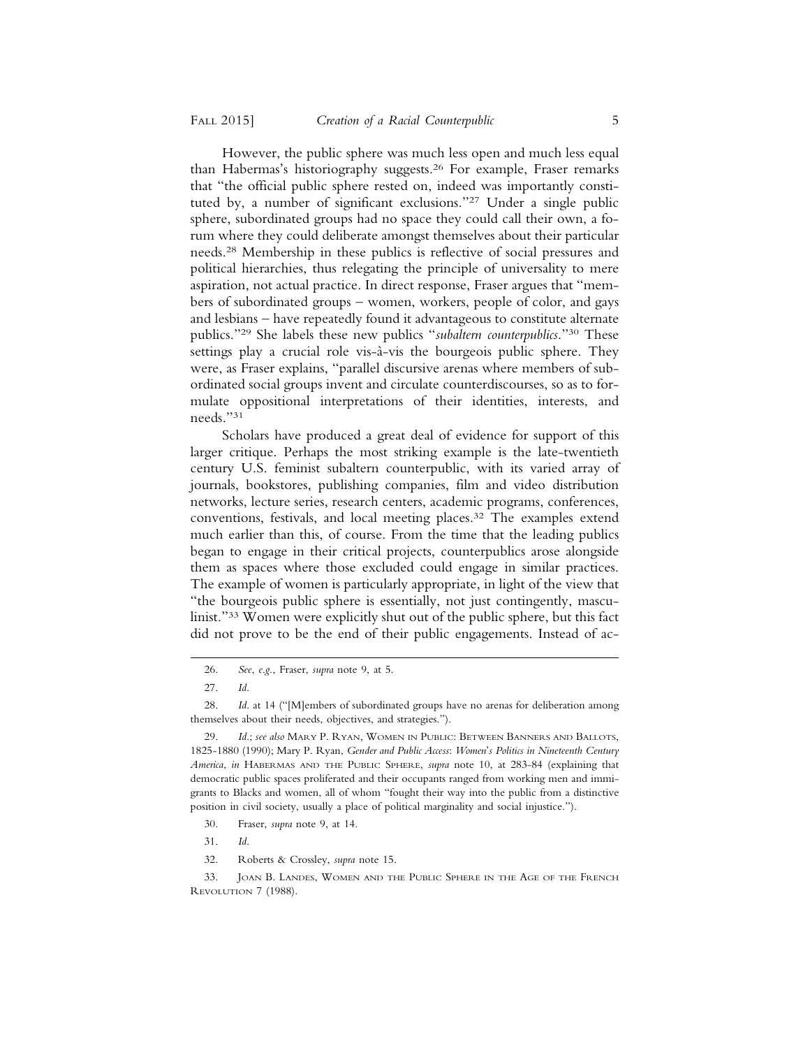However, the public sphere was much less open and much less equal than Habermas's historiography suggests.[26] For example, Fraser remarks that "the official public sphere rested on, indeed was importantly constituted by, a number of significant exclusions."[27] Under a single public sphere, subordinated groups had no space they could call their own, a forum where they could deliberate amongst themselves about their particular needs.[28] Membership in these publics is reflective of social pressures and political hierarchies, thus relegating the principle of universality to mere aspiration, not actual practice. In direct response, Fraser argues that "members of subordinated groups – women, workers, people of color, and gays and lesbians – have repeatedly found it advantageous to constitute alternate publics."[29] She labels these new publics "*subaltern counterpublics*."[30] These settings play a crucial role vis-à-vis the bourgeois public sphere. They were, as Fraser explains, "parallel discursive arenas where members of subordinated social groups invent and circulate counterdiscourses, so as to formulate oppositional interpretations of their identities, interests, and needs."[31]

Scholars have produced a great deal of evidence for support of this larger critique. Perhaps the most striking example is the late-twentieth century U.S. feminist subaltern counterpublic, with its varied array of journals, bookstores, publishing companies, film and video distribution networks, lecture series, research centers, academic programs, conferences, conventions, festivals, and local meeting places.[32] The examples extend much earlier than this, of course. From the time that the leading publics began to engage in their critical projects, counterpublics arose alongside them as spaces where those excluded could engage in similar practices. The example of women is particularly appropriate, in light of the view that "the bourgeois public sphere is essentially, not just contingently, masculinist."[33] Women were explicitly shut out of the public sphere, but this fact did not prove to be the end of their public engagements. Instead of ac-

---

26. *See, e.g.*, Fraser, *supra* note 9, at 5.

27. *Id.*

28. *Id.* at 14 ("[M]embers of subordinated groups have no arenas for deliberation among themselves about their needs, objectives, and strategies.").

29. *Id.*; *see also* MARY P. RYAN, WOMEN IN PUBLIC: BETWEEN BANNERS AND BALLOTS, 1825-1880 (1990); Mary P. Ryan, *Gender and Public Access: Women's Politics in Nineteenth Century America*, *in* HABERMAS AND THE PUBLIC SPHERE, *supra* note 10, at 283-84 (explaining that democratic public spaces proliferated and their occupants ranged from working men and immigrants to Blacks and women, all of whom "fought their way into the public from a distinctive position in civil society, usually a place of political marginality and social injustice.").

30. Fraser, *supra* note 9, at 14.

31. *Id.*

32. Roberts & Crossley, *supra* note 15.

33. JOAN B. LANDES, WOMEN AND THE PUBLIC SPHERE IN THE AGE OF THE FRENCH REVOLUTION 7 (1988).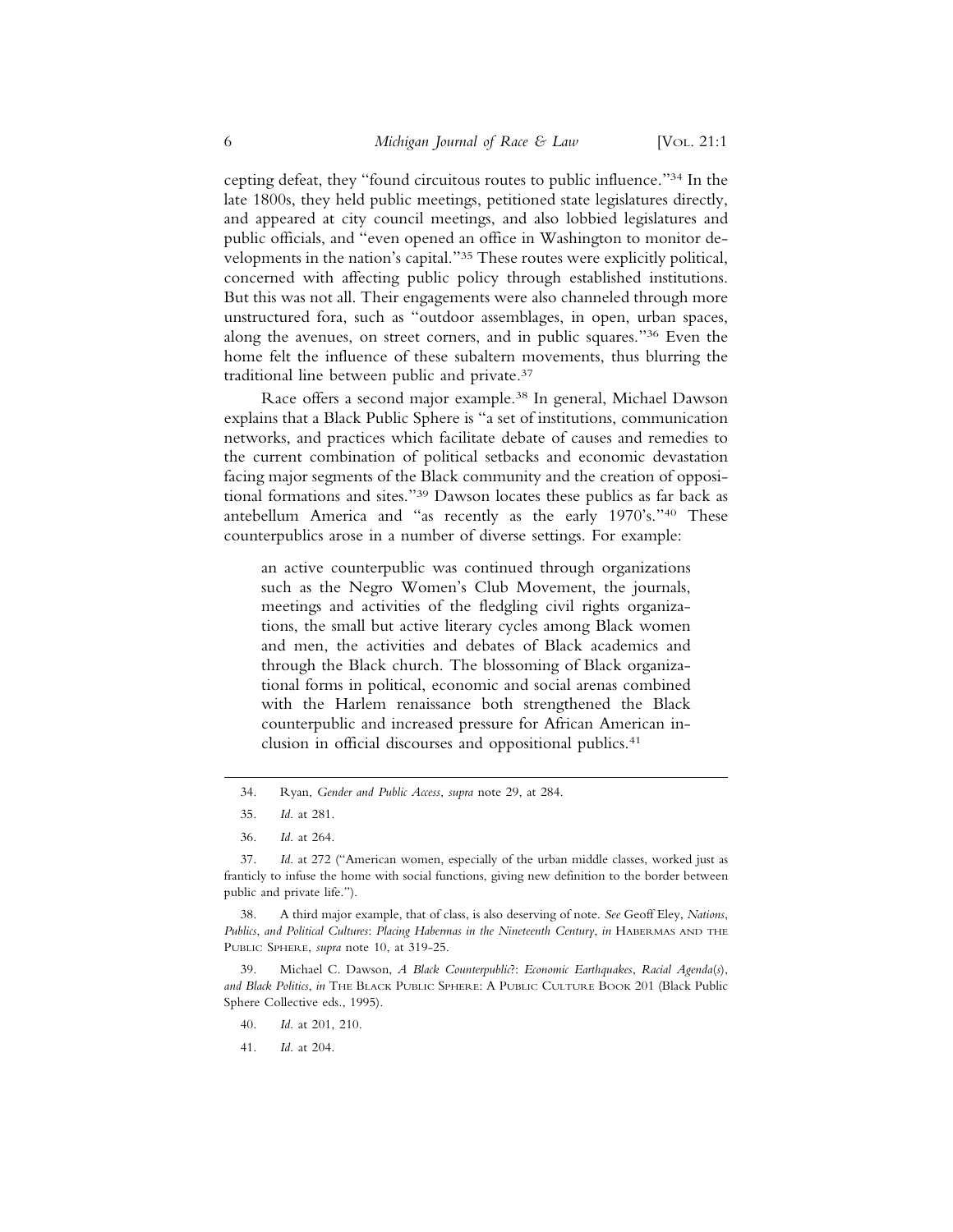cepting defeat, they "found circuitous routes to public influence."[34] In the late 1800s, they held public meetings, petitioned state legislatures directly, and appeared at city council meetings, and also lobbied legislatures and public officials, and "even opened an office in Washington to monitor developments in the nation's capital."[35] These routes were explicitly political, concerned with affecting public policy through established institutions. But this was not all. Their engagements were also channeled through more unstructured fora, such as "outdoor assemblages, in open, urban spaces, along the avenues, on street corners, and in public squares."[36] Even the home felt the influence of these subaltern movements, thus blurring the traditional line between public and private.[37]

Race offers a second major example.[38] In general, Michael Dawson explains that a Black Public Sphere is "a set of institutions, communication networks, and practices which facilitate debate of causes and remedies to the current combination of political setbacks and economic devastation facing major segments of the Black community and the creation of oppositional formations and sites."[39] Dawson locates these publics as far back as antebellum America and "as recently as the early 1970's."[40] These counterpublics arose in a number of diverse settings. For example:

> an active counterpublic was continued through organizations such as the Negro Women's Club Movement, the journals, meetings and activities of the fledgling civil rights organizations, the small but active literary cycles among Black women and men, the activities and debates of Black academics and through the Black church. The blossoming of Black organizational forms in political, economic and social arenas combined with the Harlem renaissance both strengthened the Black counterpublic and increased pressure for African American inclusion in official discourses and oppositional publics.[41]

---

34. Ryan, *Gender and Public Access*, *supra* note 29, at 284.

35. *Id.* at 281.

36. *Id.* at 264.

37. *Id.* at 272 ("American women, especially of the urban middle classes, worked just as franticly to infuse the home with social functions, giving new definition to the border between public and private life.").

38. A third major example, that of class, is also deserving of note. *See* Geoff Eley, *Nations, Publics, and Political Cultures: Placing Habermas in the Nineteenth Century*, *in* HABERMAS AND THE PUBLIC SPHERE, *supra* note 10, at 319-25.

39. Michael C. Dawson, *A Black Counterpublic?: Economic Earthquakes, Racial Agenda(s), and Black Politics*, *in* THE BLACK PUBLIC SPHERE: A PUBLIC CULTURE BOOK 201 (Black Public Sphere Collective eds., 1995).

40. *Id.* at 201, 210.

41. *Id.* at 204.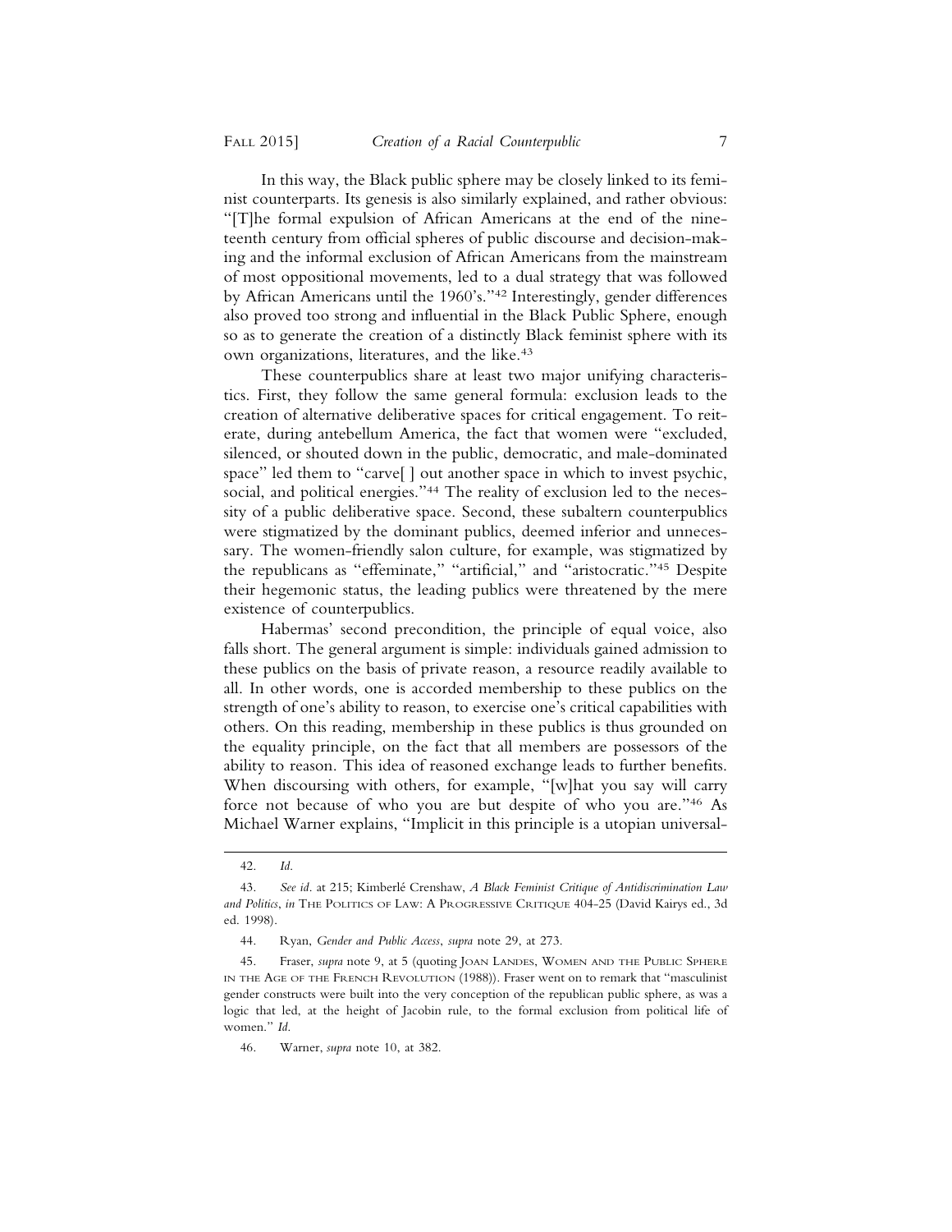In this way, the Black public sphere may be closely linked to its feminist counterparts. Its genesis is also similarly explained, and rather obvious: "[T]he formal expulsion of African Americans at the end of the nineteenth century from official spheres of public discourse and decision-making and the informal exclusion of African Americans from the mainstream of most oppositional movements, led to a dual strategy that was followed by African Americans until the 1960's."[42] Interestingly, gender differences also proved too strong and influential in the Black Public Sphere, enough so as to generate the creation of a distinctly Black feminist sphere with its own organizations, literatures, and the like.[43]

These counterpublics share at least two major unifying characteristics. First, they follow the same general formula: exclusion leads to the creation of alternative deliberative spaces for critical engagement. To reiterate, during antebellum America, the fact that women were "excluded, silenced, or shouted down in the public, democratic, and male-dominated space" led them to "carve[ ] out another space in which to invest psychic, social, and political energies."[44] The reality of exclusion led to the necessity of a public deliberative space. Second, these subaltern counterpublics were stigmatized by the dominant publics, deemed inferior and unnecessary. The women-friendly salon culture, for example, was stigmatized by the republicans as "effeminate," "artificial," and "aristocratic."[45] Despite their hegemonic status, the leading publics were threatened by the mere existence of counterpublics.

Habermas' second precondition, the principle of equal voice, also falls short. The general argument is simple: individuals gained admission to these publics on the basis of private reason, a resource readily available to all. In other words, one is accorded membership to these publics on the strength of one's ability to reason, to exercise one's critical capabilities with others. On this reading, membership in these publics is thus grounded on the equality principle, on the fact that all members are possessors of the ability to reason. This idea of reasoned exchange leads to further benefits. When discoursing with others, for example, "[w]hat you say will carry force not because of who you are but despite of who you are."[46] As Michael Warner explains, "Implicit in this principle is a utopian universal-

---

42. *Id.*

43. *See id.* at 215; Kimberlé Crenshaw, *A Black Feminist Critique of Antidiscrimination Law and Politics*, *in* THE POLITICS OF LAW: A PROGRESSIVE CRITIQUE 404-25 (David Kairys ed., 3d ed. 1998).

44. Ryan, *Gender and Public Access*, *supra* note 29, at 273.

45. Fraser, *supra* note 9, at 5 (quoting JOAN LANDES, WOMEN AND THE PUBLIC SPHERE IN THE AGE OF THE FRENCH REVOLUTION (1988)). Fraser went on to remark that "masculinist gender constructs were built into the very conception of the republican public sphere, as was a logic that led, at the height of Jacobin rule, to the formal exclusion from political life of women." *Id.*

46. Warner, *supra* note 10, at 382.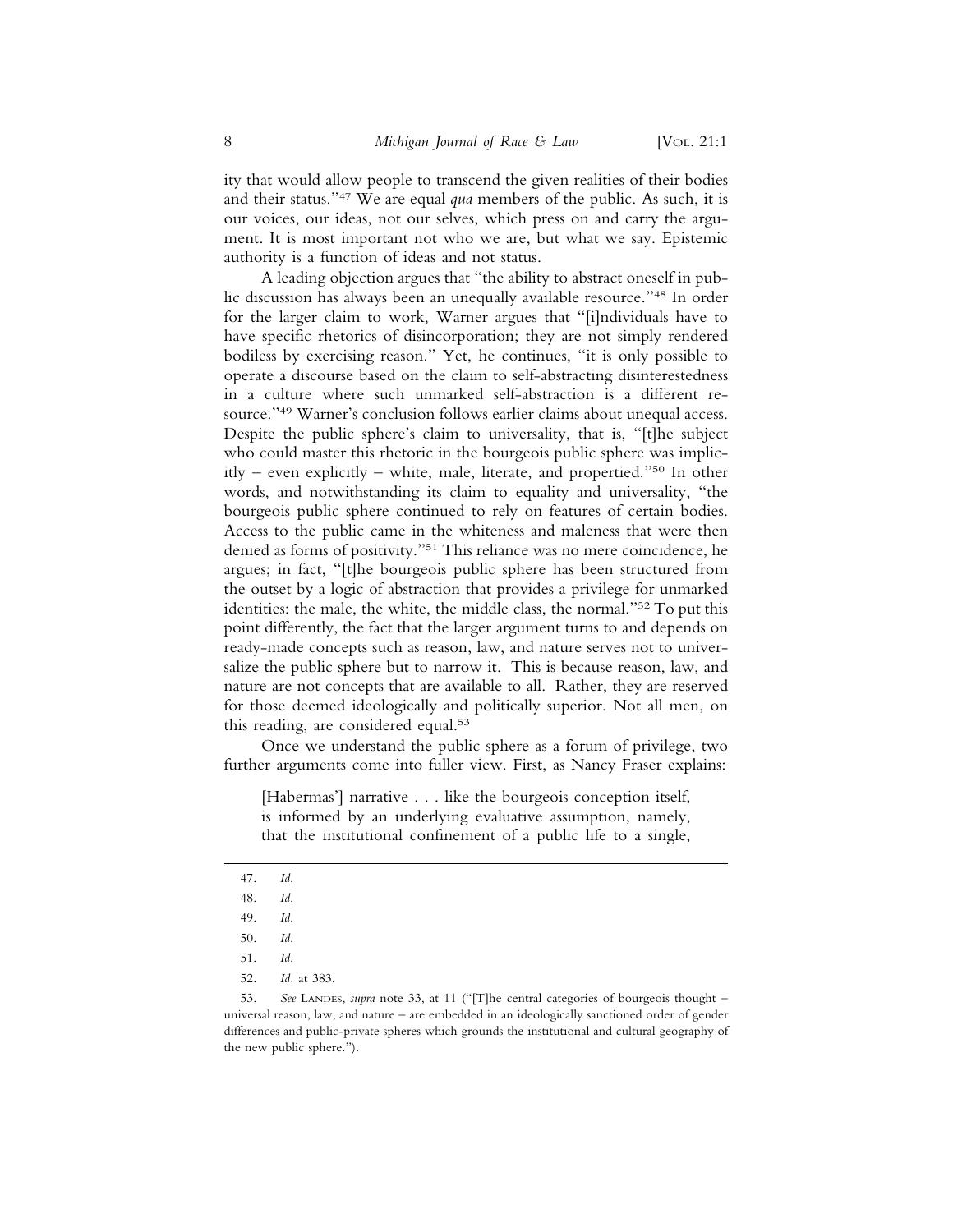ity that would allow people to transcend the given realities of their bodies and their status."[47] We are equal *qua* members of the public. As such, it is our voices, our ideas, not our selves, which press on and carry the argument. It is most important not who we are, but what we say. Epistemic authority is a function of ideas and not status.

A leading objection argues that "the ability to abstract oneself in public discussion has always been an unequally available resource."[48] In order for the larger claim to work, Warner argues that "[i]ndividuals have to have specific rhetorics of disincorporation; they are not simply rendered bodiless by exercising reason." Yet, he continues, "it is only possible to operate a discourse based on the claim to self-abstracting disinterestedness in a culture where such unmarked self-abstraction is a different resource."[49] Warner's conclusion follows earlier claims about unequal access. Despite the public sphere's claim to universality, that is, "[t]he subject who could master this rhetoric in the bourgeois public sphere was implicitly – even explicitly – white, male, literate, and propertied."[50] In other words, and notwithstanding its claim to equality and universality, "the bourgeois public sphere continued to rely on features of certain bodies. Access to the public came in the whiteness and maleness that were then denied as forms of positivity."[51] This reliance was no mere coincidence, he argues; in fact, "[t]he bourgeois public sphere has been structured from the outset by a logic of abstraction that provides a privilege for unmarked identities: the male, the white, the middle class, the normal."[52] To put this point differently, the fact that the larger argument turns to and depends on ready-made concepts such as reason, law, and nature serves not to universalize the public sphere but to narrow it. This is because reason, law, and nature are not concepts that are available to all. Rather, they are reserved for those deemed ideologically and politically superior. Not all men, on this reading, are considered equal.[53]

Once we understand the public sphere as a forum of privilege, two further arguments come into fuller view. First, as Nancy Fraser explains:

> [Habermas'] narrative . . . like the bourgeois conception itself, is informed by an underlying evaluative assumption, namely, that the institutional confinement of a public life to a single,

---

47. *Id.*

48. *Id.*

49. *Id.*

50. *Id.*

51. *Id.*

52. *Id.* at 383.

53. *See* LANDES, *supra* note 33, at 11 ("[T]he central categories of bourgeois thought – universal reason, law, and nature – are embedded in an ideologically sanctioned order of gender differences and public-private spheres which grounds the institutional and cultural geography of the new public sphere.").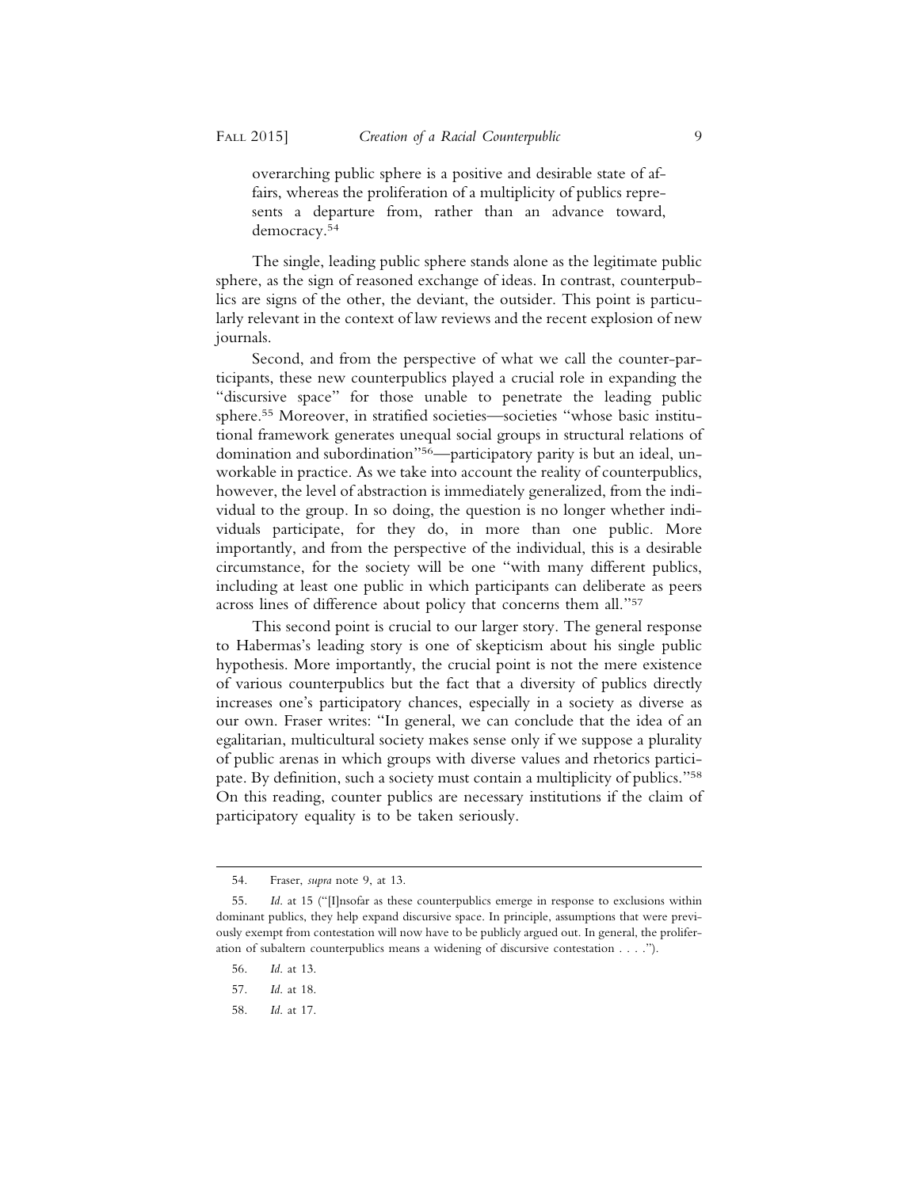> overarching public sphere is a positive and desirable state of affairs, whereas the proliferation of a multiplicity of publics represents a departure from, rather than an advance toward, democracy.[54]

The single, leading public sphere stands alone as the legitimate public sphere, as the sign of reasoned exchange of ideas. In contrast, counterpublics are signs of the other, the deviant, the outsider. This point is particularly relevant in the context of law reviews and the recent explosion of new journals.

Second, and from the perspective of what we call the counter-participants, these new counterpublics played a crucial role in expanding the "discursive space" for those unable to penetrate the leading public sphere.[55] Moreover, in stratified societies—societies "whose basic institutional framework generates unequal social groups in structural relations of domination and subordination"[56]—participatory parity is but an ideal, unworkable in practice. As we take into account the reality of counterpublics, however, the level of abstraction is immediately generalized, from the individual to the group. In so doing, the question is no longer whether individuals participate, for they do, in more than one public. More importantly, and from the perspective of the individual, this is a desirable circumstance, for the society will be one "with many different publics, including at least one public in which participants can deliberate as peers across lines of difference about policy that concerns them all."[57]

This second point is crucial to our larger story. The general response to Habermas's leading story is one of skepticism about his single public hypothesis. More importantly, the crucial point is not the mere existence of various counterpublics but the fact that a diversity of publics directly increases one's participatory chances, especially in a society as diverse as our own. Fraser writes: "In general, we can conclude that the idea of an egalitarian, multicultural society makes sense only if we suppose a plurality of public arenas in which groups with diverse values and rhetorics participate. By definition, such a society must contain a multiplicity of publics."[58] On this reading, counter publics are necessary institutions if the claim of participatory equality is to be taken seriously.

---

54. Fraser, *supra* note 9, at 13.

55. *Id.* at 15 ("[I]nsofar as these counterpublics emerge in response to exclusions within dominant publics, they help expand discursive space. In principle, assumptions that were previously exempt from contestation will now have to be publicly argued out. In general, the proliferation of subaltern counterpublics means a widening of discursive contestation . . . .").

56. *Id.* at 13.

57. *Id.* at 18.

58. *Id.* at 17.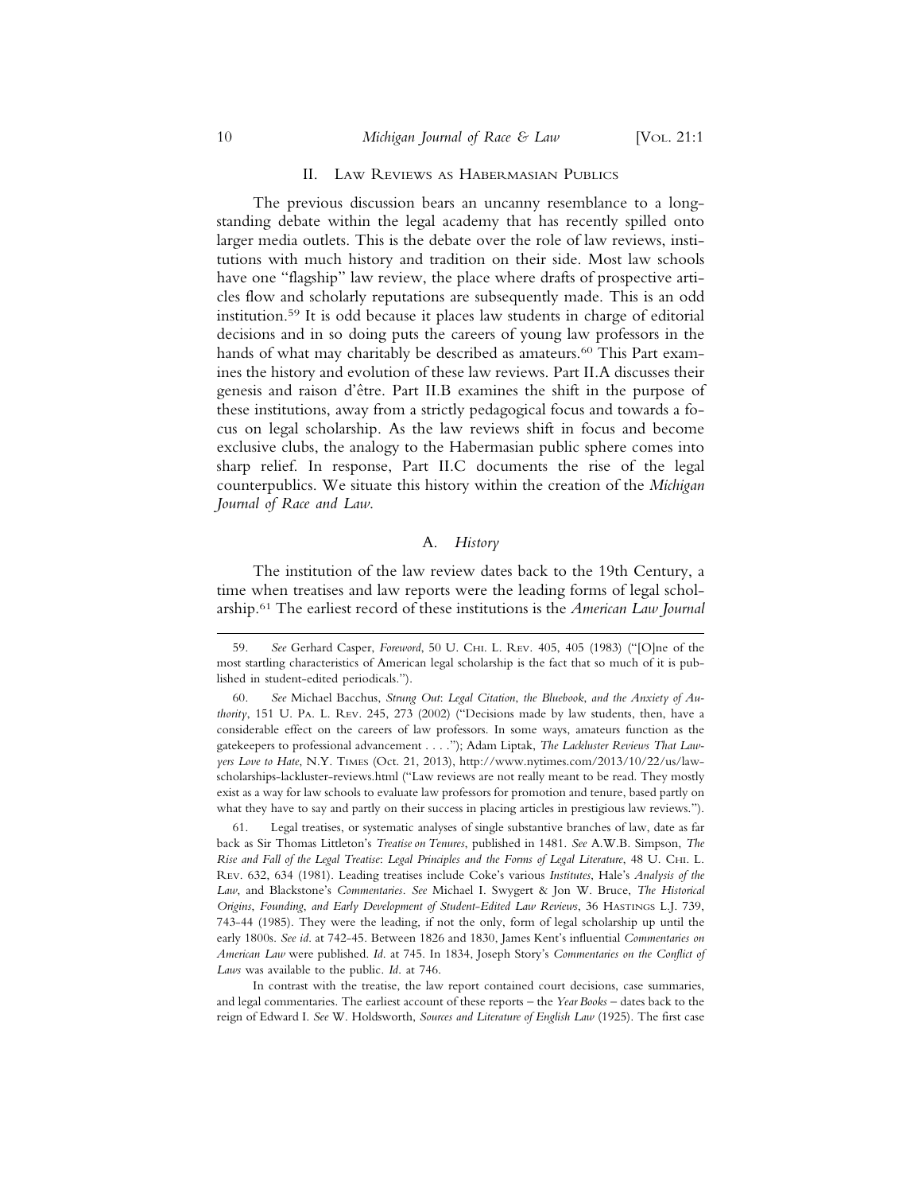## II. Law Reviews as Habermasian Publics

The previous discussion bears an uncanny resemblance to a long-standing debate within the legal academy that has recently spilled onto larger media outlets. This is the debate over the role of law reviews, institutions with much history and tradition on their side. Most law schools have one "flagship" law review, the place where drafts of prospective articles flow and scholarly reputations are subsequently made. This is an odd institution.[59] It is odd because it places law students in charge of editorial decisions and in so doing puts the careers of young law professors in the hands of what may charitably be described as amateurs.[60] This Part examines the history and evolution of these law reviews. Part II.A discusses their genesis and raison d'être. Part II.B examines the shift in the purpose of these institutions, away from a strictly pedagogical focus and towards a focus on legal scholarship. As the law reviews shift in focus and become exclusive clubs, the analogy to the Habermasian public sphere comes into sharp relief. In response, Part II.C documents the rise of the legal counterpublics. We situate this history within the creation of the *Michigan Journal of Race and Law*.

### A. *History*

The institution of the law review dates back to the 19th Century, a time when treatises and law reports were the leading forms of legal scholarship.[61] The earliest record of these institutions is the *American Law Journal*

---

59. *See* Gerhard Casper, *Foreword*, 50 U. Chi. L. Rev. 405, 405 (1983) ("[O]ne of the most startling characteristics of American legal scholarship is the fact that so much of it is published in student-edited periodicals.").

60. *See* Michael Bacchus, *Strung Out: Legal Citation, the Bluebook, and the Anxiety of Authority*, 151 U. Pa. L. Rev. 245, 273 (2002) ("Decisions made by law students, then, have a considerable effect on the careers of law professors. In some ways, amateurs function as the gatekeepers to professional advancement . . . ."); Adam Liptak, *The Lackluster Reviews That Lawyers Love to Hate*, N.Y. Times (Oct. 21, 2013), http://www.nytimes.com/2013/10/22/us/law-scholarships-lackluster-reviews.html ("Law reviews are not really meant to be read. They mostly exist as a way for law schools to evaluate law professors for promotion and tenure, based partly on what they have to say and partly on their success in placing articles in prestigious law reviews.").

61. Legal treatises, or systematic analyses of single substantive branches of law, date as far back as Sir Thomas Littleton's *Treatise on Tenures*, published in 1481. *See* A.W.B. Simpson, *The Rise and Fall of the Legal Treatise: Legal Principles and the Forms of Legal Literature*, 48 U. Chi. L. Rev. 632, 634 (1981). Leading treatises include Coke's various *Institutes*, Hale's *Analysis of the Law*, and Blackstone's *Commentaries*. *See* Michael I. Swygert & Jon W. Bruce, *The Historical Origins, Founding, and Early Development of Student-Edited Law Reviews*, 36 Hastings L.J. 739, 743-44 (1985). They were the leading, if not the only, form of legal scholarship up until the early 1800s. *See id*. at 742-45. Between 1826 and 1830, James Kent's influential *Commentaries on American Law* were published. *Id*. at 745. In 1834, Joseph Story's *Commentaries on the Conflict of Laws* was available to the public. *Id*. at 746.

In contrast with the treatise, the law report contained court decisions, case summaries, and legal commentaries. The earliest account of these reports – the *Year Books* – dates back to the reign of Edward I. *See* W. Holdsworth, *Sources and Literature of English Law* (1925). The first case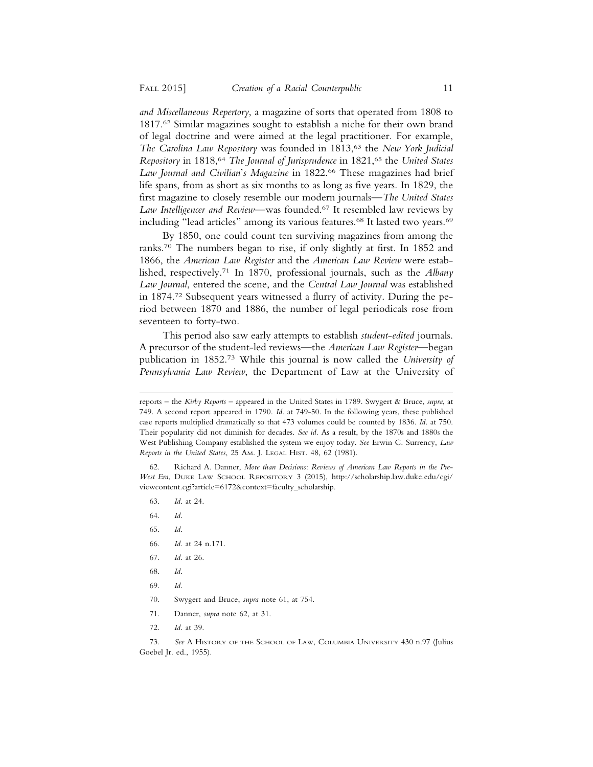*and Miscellaneous Repertory*, a magazine of sorts that operated from 1808 to 1817.[62] Similar magazines sought to establish a niche for their own brand of legal doctrine and were aimed at the legal practitioner. For example, *The Carolina Law Repository* was founded in 1813,[63] the *New York Judicial Repository* in 1818,[64] *The Journal of Jurisprudence* in 1821,[65] the *United States Law Journal and Civilian's Magazine* in 1822.[66] These magazines had brief life spans, from as short as six months to as long as five years. In 1829, the first magazine to closely resemble our modern journals—*The United States Law Intelligencer and Review*—was founded.[67] It resembled law reviews by including "lead articles" among its various features.[68] It lasted two years.[69]

By 1850, one could count ten surviving magazines from among the ranks.[70] The numbers began to rise, if only slightly at first. In 1852 and 1866, the *American Law Register* and the *American Law Review* were established, respectively.[71] In 1870, professional journals, such as the *Albany Law Journal*, entered the scene, and the *Central Law Journal* was established in 1874.[72] Subsequent years witnessed a flurry of activity. During the period between 1870 and 1886, the number of legal periodicals rose from seventeen to forty-two.

This period also saw early attempts to establish *student-edited* journals. A precursor of the student-led reviews—the *American Law Register*—began publication in 1852.[73] While this journal is now called the *University of Pennsylvania Law Review*, the Department of Law at the University of

---

reports – the *Kirby Reports* – appeared in the United States in 1789. Swygert & Bruce, *supra*, at 749. A second report appeared in 1790. *Id*. at 749-50. In the following years, these published case reports multiplied dramatically so that 473 volumes could be counted by 1836. *Id*. at 750. Their popularity did not diminish for decades. *See id*. As a result, by the 1870s and 1880s the West Publishing Company established the system we enjoy today. *See* Erwin C. Surrency, *Law Reports in the United States*, 25 AM. J. LEGAL HIST. 48, 62 (1981).

62. Richard A. Danner, *More than Decisions*: *Reviews of American Law Reports in the Pre-West Era*, DUKE LAW SCHOOL REPOSITORY 3 (2015), http://scholarship.law.duke.edu/cgi/viewcontent.cgi?article=6172&context=faculty_scholarship.

63. *Id*. at 24.

64. *Id*.

65. *Id*.

66. *Id*. at 24 n.171.

67. *Id*. at 26.

68. *Id*.

69. *Id*.

70. Swygert and Bruce, *supra* note 61, at 754.

71. Danner, *supra* note 62, at 31.

72. *Id*. at 39.

73. *See* A HISTORY OF THE SCHOOL OF LAW, COLUMBIA UNIVERSITY 430 n.97 (Julius Goebel Jr. ed., 1955).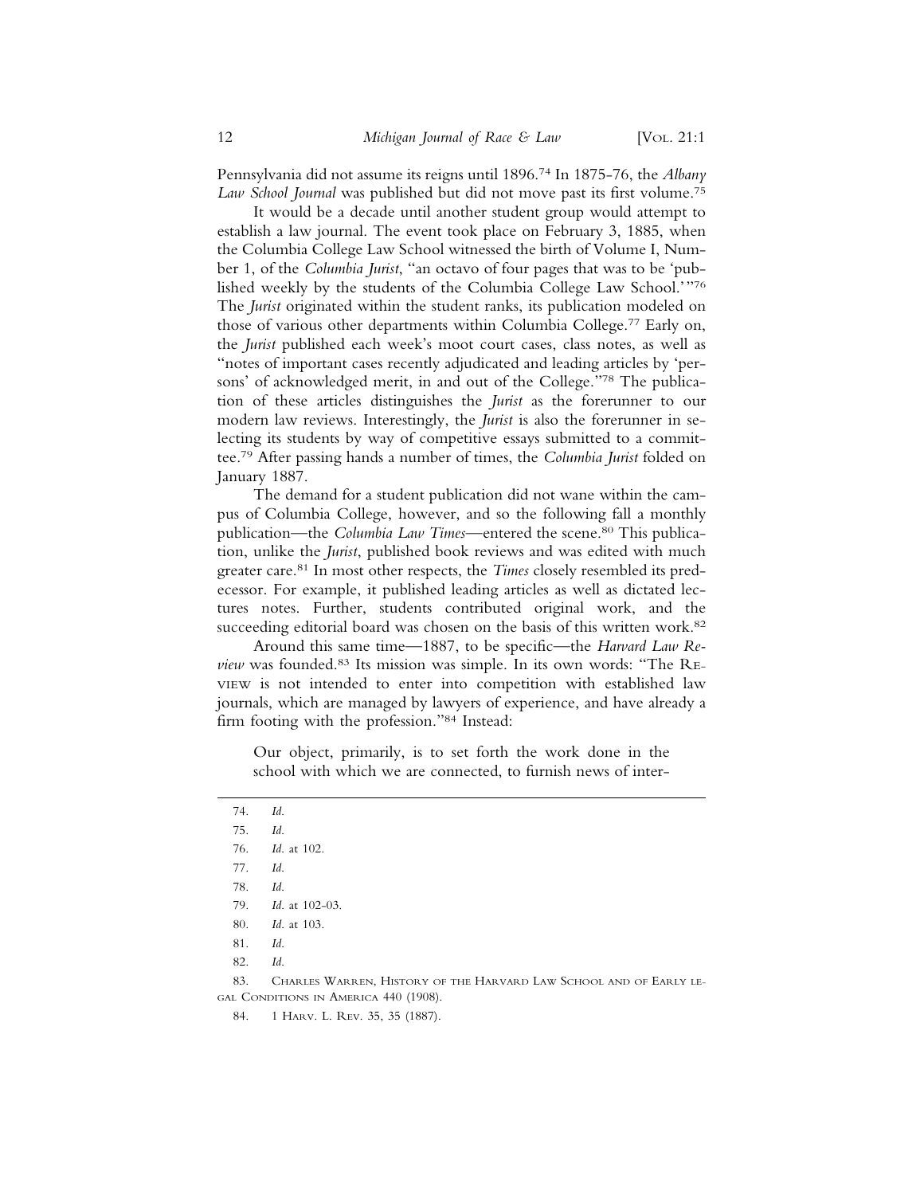Pennsylvania did not assume its reigns until 1896.[74] In 1875-76, the *Albany Law School Journal* was published but did not move past its first volume.[75]

It would be a decade until another student group would attempt to establish a law journal. The event took place on February 3, 1885, when the Columbia College Law School witnessed the birth of Volume I, Number 1, of the *Columbia Jurist*, "an octavo of four pages that was to be 'published weekly by the students of the Columbia College Law School.'"[76] The *Jurist* originated within the student ranks, its publication modeled on those of various other departments within Columbia College.[77] Early on, the *Jurist* published each week's moot court cases, class notes, as well as "notes of important cases recently adjudicated and leading articles by 'persons' of acknowledged merit, in and out of the College."[78] The publication of these articles distinguishes the *Jurist* as the forerunner to our modern law reviews. Interestingly, the *Jurist* is also the forerunner in selecting its students by way of competitive essays submitted to a committee.[79] After passing hands a number of times, the *Columbia Jurist* folded on January 1887.

The demand for a student publication did not wane within the campus of Columbia College, however, and so the following fall a monthly publication—the *Columbia Law Times*—entered the scene.[80] This publication, unlike the *Jurist*, published book reviews and was edited with much greater care.[81] In most other respects, the *Times* closely resembled its predecessor. For example, it published leading articles as well as dictated lectures notes. Further, students contributed original work, and the succeeding editorial board was chosen on the basis of this written work.[82]

Around this same time—1887, to be specific—the *Harvard Law Review* was founded.[83] Its mission was simple. In its own words: "The REVIEW is not intended to enter into competition with established law journals, which are managed by lawyers of experience, and have already a firm footing with the profession."[84] Instead:

> Our object, primarily, is to set forth the work done in the school with which we are connected, to furnish news of inter-

---

74. *Id.*
75. *Id.*
76. *Id.* at 102.
77. *Id.*
78. *Id.*
79. *Id.* at 102-03.
80. *Id.* at 103.
81. *Id.*
82. *Id.*
83. CHARLES WARREN, HISTORY OF THE HARVARD LAW SCHOOL AND OF EARLY LEGAL CONDITIONS IN AMERICA 440 (1908).
84. 1 HARV. L. REV. 35, 35 (1887).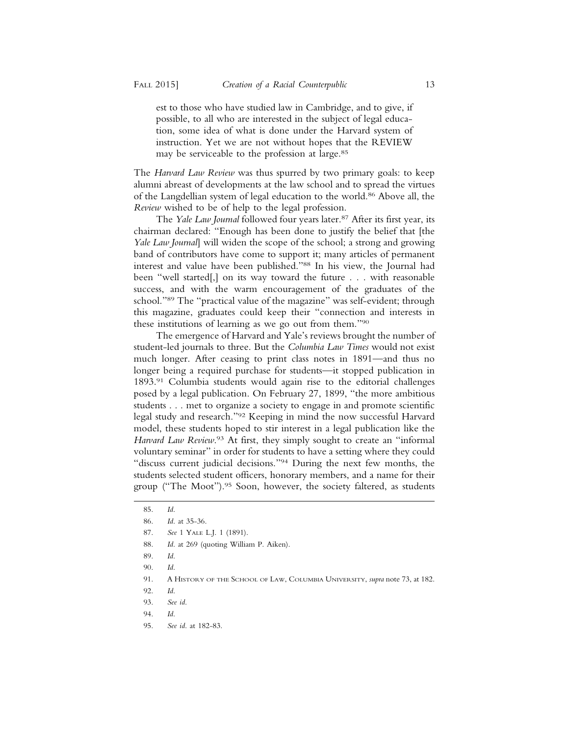> est to those who have studied law in Cambridge, and to give, if possible, to all who are interested in the subject of legal education, some idea of what is done under the Harvard system of instruction. Yet we are not without hopes that the REVIEW may be serviceable to the profession at large.[85]

The *Harvard Law Review* was thus spurred by two primary goals: to keep alumni abreast of developments at the law school and to spread the virtues of the Langdellian system of legal education to the world.[86] Above all, the *Review* wished to be of help to the legal profession.

The *Yale Law Journal* followed four years later.[87] After its first year, its chairman declared: "Enough has been done to justify the belief that [the *Yale Law Journal*] will widen the scope of the school; a strong and growing band of contributors have come to support it; many articles of permanent interest and value have been published."[88] In his view, the Journal had been "well started[,] on its way toward the future . . . with reasonable success, and with the warm encouragement of the graduates of the school."[89] The "practical value of the magazine" was self-evident; through this magazine, graduates could keep their "connection and interests in these institutions of learning as we go out from them."[90]

The emergence of Harvard and Yale's reviews brought the number of student-led journals to three. But the *Columbia Law Times* would not exist much longer. After ceasing to print class notes in 1891—and thus no longer being a required purchase for students—it stopped publication in 1893.[91] Columbia students would again rise to the editorial challenges posed by a legal publication. On February 27, 1899, "the more ambitious students . . . met to organize a society to engage in and promote scientific legal study and research."[92] Keeping in mind the now successful Harvard model, these students hoped to stir interest in a legal publication like the *Harvard Law Review*.[93] At first, they simply sought to create an "informal voluntary seminar" in order for students to have a setting where they could "discuss current judicial decisions."[94] During the next few months, the students selected student officers, honorary members, and a name for their group ("The Moot").[95] Soon, however, the society faltered, as students

---

85. *Id.*
86. *Id.* at 35-36.
87. *See* 1 YALE L.J. 1 (1891).
88. *Id.* at 269 (quoting William P. Aiken).
89. *Id.*
90. *Id.*
91. A HISTORY OF THE SCHOOL OF LAW, COLUMBIA UNIVERSITY, *supra* note 73, at 182.
92. *Id.*
93. *See id.*
94. *Id.*
95. *See id.* at 182-83.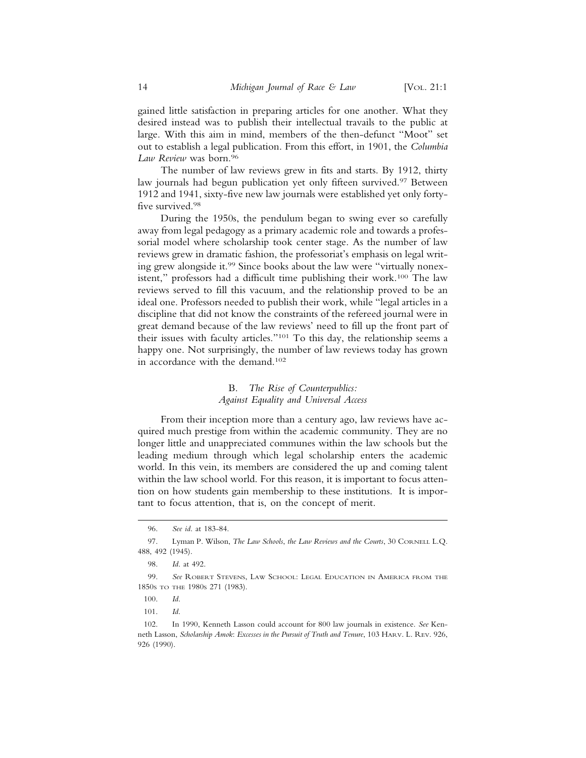gained little satisfaction in preparing articles for one another. What they desired instead was to publish their intellectual travails to the public at large. With this aim in mind, members of the then-defunct "Moot" set out to establish a legal publication. From this effort, in 1901, the *Columbia Law Review* was born.[96]

The number of law reviews grew in fits and starts. By 1912, thirty law journals had begun publication yet only fifteen survived.[97] Between 1912 and 1941, sixty-five new law journals were established yet only forty-five survived.[98]

During the 1950s, the pendulum began to swing ever so carefully away from legal pedagogy as a primary academic role and towards a professorial model where scholarship took center stage. As the number of law reviews grew in dramatic fashion, the professoriat's emphasis on legal writing grew alongside it.[99] Since books about the law were "virtually nonexistent," professors had a difficult time publishing their work.[100] The law reviews served to fill this vacuum, and the relationship proved to be an ideal one. Professors needed to publish their work, while "legal articles in a discipline that did not know the constraints of the refereed journal were in great demand because of the law reviews' need to fill up the front part of their issues with faculty articles."[101] To this day, the relationship seems a happy one. Not surprisingly, the number of law reviews today has grown in accordance with the demand.[102]

### B. *The Rise of Counterpublics: Against Equality and Universal Access*

From their inception more than a century ago, law reviews have acquired much prestige from within the academic community. They are no longer little and unappreciated communes within the law schools but the leading medium through which legal scholarship enters the academic world. In this vein, its members are considered the up and coming talent within the law school world. For this reason, it is important to focus attention on how students gain membership to these institutions. It is important to focus attention, that is, on the concept of merit.

---

96. *See id.* at 183-84.

97. Lyman P. Wilson, *The Law Schools, the Law Reviews and the Courts*, 30 CORNELL L.Q. 488, 492 (1945).

98. *Id.* at 492.

99. *See* ROBERT STEVENS, LAW SCHOOL: LEGAL EDUCATION IN AMERICA FROM THE 1850S TO THE 1980S 271 (1983).

100. *Id.*

101. *Id.*

102. In 1990, Kenneth Lasson could account for 800 law journals in existence. *See* Kenneth Lasson, *Scholarship Amok*: *Excesses in the Pursuit of Truth and Tenure*, 103 HARV. L. REV. 926, 926 (1990).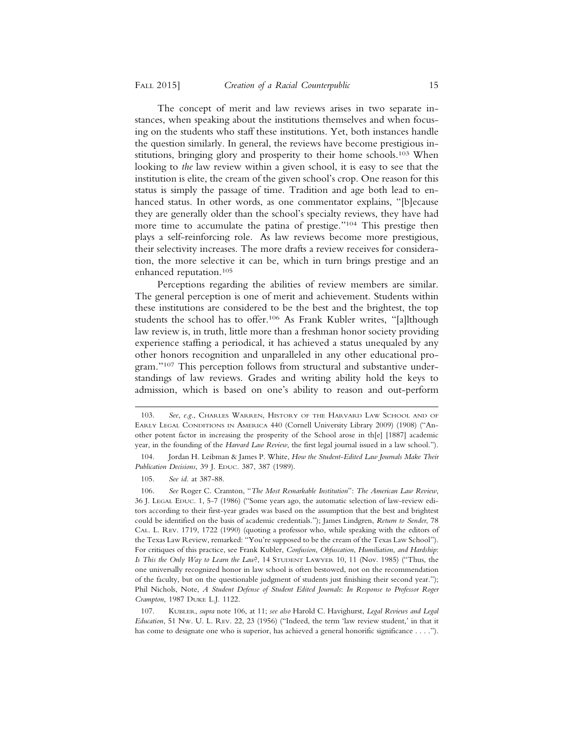The concept of merit and law reviews arises in two separate instances, when speaking about the institutions themselves and when focusing on the students who staff these institutions. Yet, both instances handle the question similarly. In general, the reviews have become prestigious institutions, bringing glory and prosperity to their home schools.[103] When looking to *the* law review within a given school, it is easy to see that the institution is elite, the cream of the given school's crop. One reason for this status is simply the passage of time. Tradition and age both lead to enhanced status. In other words, as one commentator explains, "[b]ecause they are generally older than the school's specialty reviews, they have had more time to accumulate the patina of prestige."[104] This prestige then plays a self-reinforcing role. As law reviews become more prestigious, their selectivity increases. The more drafts a review receives for consideration, the more selective it can be, which in turn brings prestige and an enhanced reputation.[105]

Perceptions regarding the abilities of review members are similar. The general perception is one of merit and achievement. Students within these institutions are considered to be the best and the brightest, the top students the school has to offer.[106] As Frank Kubler writes, "[a]lthough law review is, in truth, little more than a freshman honor society providing experience staffing a periodical, it has achieved a status unequaled by any other honors recognition and unparalleled in any other educational program."[107] This perception follows from structural and substantive understandings of law reviews. Grades and writing ability hold the keys to admission, which is based on one's ability to reason and out-perform

---

103. *See, e.g.*, Charles Warren, History of the Harvard Law School and of Early Legal Conditions in America 440 (Cornell University Library 2009) (1908) ("Another potent factor in increasing the prosperity of the School arose in th[e] [1887] academic year, in the founding of the *Harvard Law Review*, the first legal journal issued in a law school.").

104. Jordan H. Leibman & James P. White, *How the Student-Edited Law Journals Make Their Publication Decisions*, 39 J. Educ. 387, 387 (1989).

105. *See id.* at 387-88.

106. *See* Roger C. Cramton, "*The Most Remarkable Institution*": *The American Law Review*, 36 J. Legal Educ. 1, 5-7 (1986) ("Some years ago, the automatic selection of law-review editors according to their first-year grades was based on the assumption that the best and brightest could be identified on the basis of academic credentials."); James Lindgren, *Return to Sender*, 78 Cal. L. Rev. 1719, 1722 (1990) (quoting a professor who, while speaking with the editors of the Texas Law Review, remarked: "You're supposed to be the cream of the Texas Law School"). For critiques of this practice, see Frank Kubler, *Confusion, Obfuscation, Humiliation, and Hardship: Is This the Only Way to Learn the Law?*, 14 Student Lawyer 10, 11 (Nov. 1985) ("Thus, the one universally recognized honor in law school is often bestowed, not on the recommendation of the faculty, but on the questionable judgment of students just finishing their second year."); Phil Nichols, Note, *A Student Defense of Student Edited Journals: In Response to Professor Roger Crampton*, 1987 Duke L.J. 1122.

107. Kubler, *supra* note 106, at 11; *see also* Harold C. Havighurst, *Legal Reviews and Legal Education*, 51 Nw. U. L. Rev. 22, 23 (1956) ("Indeed, the term 'law review student,' in that it has come to designate one who is superior, has achieved a general honorific significance . . . .").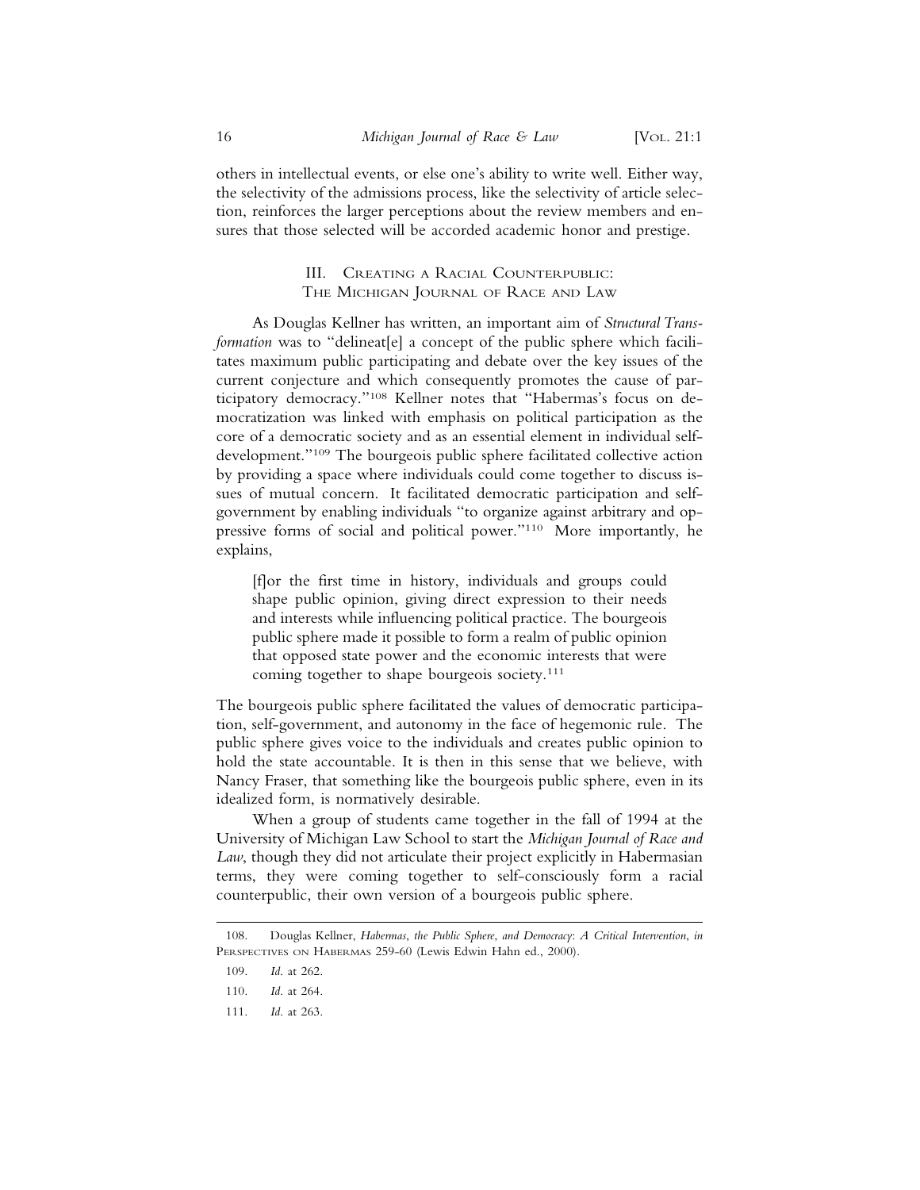others in intellectual events, or else one's ability to write well. Either way, the selectivity of the admissions process, like the selectivity of article selection, reinforces the larger perceptions about the review members and ensures that those selected will be accorded academic honor and prestige.

## III. Creating a Racial Counterpublic: The Michigan Journal of Race and Law

As Douglas Kellner has written, an important aim of *Structural Transformation* was to "delineat[e] a concept of the public sphere which facilitates maximum public participating and debate over the key issues of the current conjecture and which consequently promotes the cause of participatory democracy."[108] Kellner notes that "Habermas's focus on democratization was linked with emphasis on political participation as the core of a democratic society and as an essential element in individual self-development."[109] The bourgeois public sphere facilitated collective action by providing a space where individuals could come together to discuss issues of mutual concern. It facilitated democratic participation and self-government by enabling individuals "to organize against arbitrary and oppressive forms of social and political power."[110] More importantly, he explains,

> [f]or the first time in history, individuals and groups could shape public opinion, giving direct expression to their needs and interests while influencing political practice. The bourgeois public sphere made it possible to form a realm of public opinion that opposed state power and the economic interests that were coming together to shape bourgeois society.[111]

The bourgeois public sphere facilitated the values of democratic participation, self-government, and autonomy in the face of hegemonic rule. The public sphere gives voice to the individuals and creates public opinion to hold the state accountable. It is then in this sense that we believe, with Nancy Fraser, that something like the bourgeois public sphere, even in its idealized form, is normatively desirable.

When a group of students came together in the fall of 1994 at the University of Michigan Law School to start the *Michigan Journal of Race and Law*, though they did not articulate their project explicitly in Habermasian terms, they were coming together to self-consciously form a racial counterpublic, their own version of a bourgeois public sphere.

---

108. Douglas Kellner, *Habermas, the Public Sphere, and Democracy: A Critical Intervention*, *in* Perspectives on Habermas 259-60 (Lewis Edwin Hahn ed., 2000).

109. *Id.* at 262.

110. *Id.* at 264.

111. *Id.* at 263.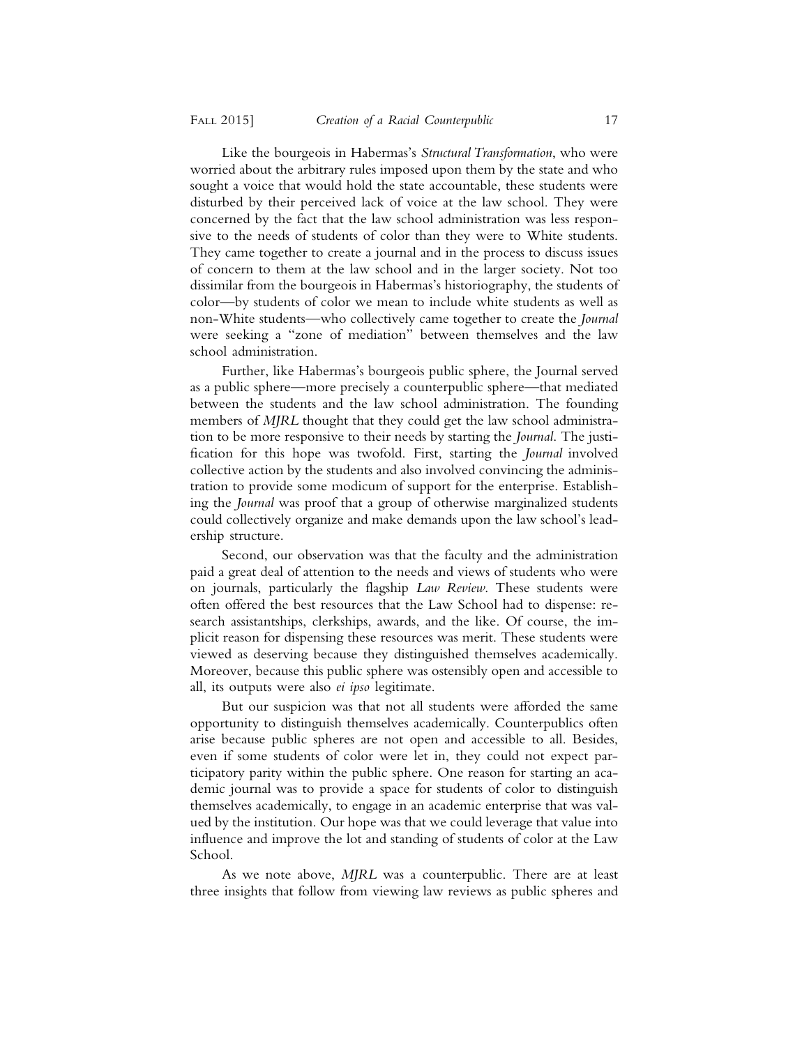Like the bourgeois in Habermas's *Structural Transformation*, who were worried about the arbitrary rules imposed upon them by the state and who sought a voice that would hold the state accountable, these students were disturbed by their perceived lack of voice at the law school. They were concerned by the fact that the law school administration was less responsive to the needs of students of color than they were to White students. They came together to create a journal and in the process to discuss issues of concern to them at the law school and in the larger society. Not too dissimilar from the bourgeois in Habermas's historiography, the students of color—by students of color we mean to include white students as well as non-White students—who collectively came together to create the *Journal* were seeking a "zone of mediation" between themselves and the law school administration.

Further, like Habermas's bourgeois public sphere, the Journal served as a public sphere—more precisely a counterpublic sphere—that mediated between the students and the law school administration. The founding members of *MJRL* thought that they could get the law school administration to be more responsive to their needs by starting the *Journal*. The justification for this hope was twofold. First, starting the *Journal* involved collective action by the students and also involved convincing the administration to provide some modicum of support for the enterprise. Establishing the *Journal* was proof that a group of otherwise marginalized students could collectively organize and make demands upon the law school's leadership structure.

Second, our observation was that the faculty and the administration paid a great deal of attention to the needs and views of students who were on journals, particularly the flagship *Law Review*. These students were often offered the best resources that the Law School had to dispense: research assistantships, clerkships, awards, and the like. Of course, the implicit reason for dispensing these resources was merit. These students were viewed as deserving because they distinguished themselves academically. Moreover, because this public sphere was ostensibly open and accessible to all, its outputs were also *ei ipso* legitimate.

But our suspicion was that not all students were afforded the same opportunity to distinguish themselves academically. Counterpublics often arise because public spheres are not open and accessible to all. Besides, even if some students of color were let in, they could not expect participatory parity within the public sphere. One reason for starting an academic journal was to provide a space for students of color to distinguish themselves academically, to engage in an academic enterprise that was valued by the institution. Our hope was that we could leverage that value into influence and improve the lot and standing of students of color at the Law School.

As we note above, *MJRL* was a counterpublic. There are at least three insights that follow from viewing law reviews as public spheres and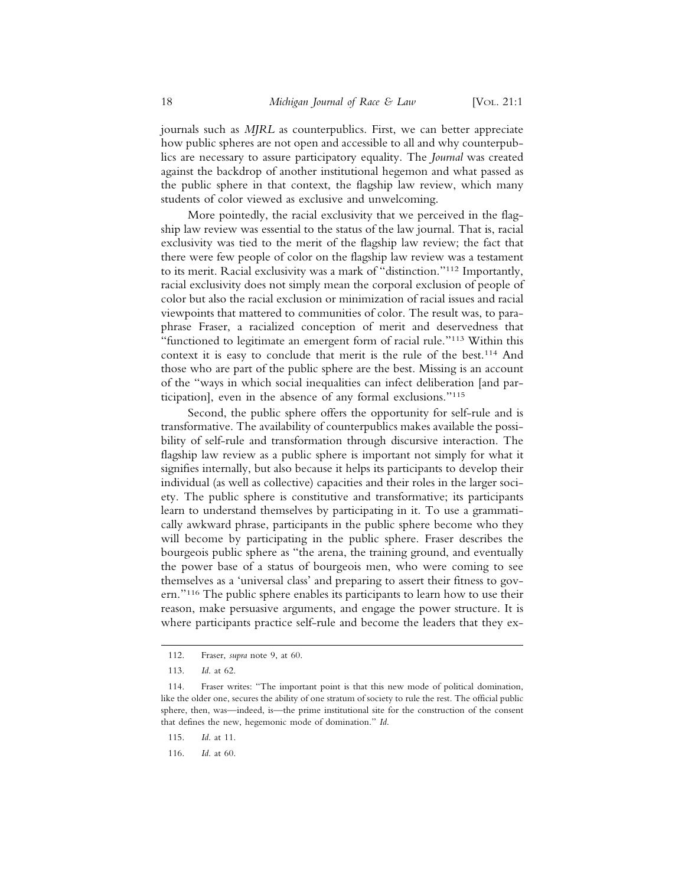journals such as *MJRL* as counterpublics. First, we can better appreciate how public spheres are not open and accessible to all and why counterpublics are necessary to assure participatory equality. The *Journal* was created against the backdrop of another institutional hegemon and what passed as the public sphere in that context, the flagship law review, which many students of color viewed as exclusive and unwelcoming.

More pointedly, the racial exclusivity that we perceived in the flagship law review was essential to the status of the law journal. That is, racial exclusivity was tied to the merit of the flagship law review; the fact that there were few people of color on the flagship law review was a testament to its merit. Racial exclusivity was a mark of "distinction."[112] Importantly, racial exclusivity does not simply mean the corporal exclusion of people of color but also the racial exclusion or minimization of racial issues and racial viewpoints that mattered to communities of color. The result was, to paraphrase Fraser, a racialized conception of merit and deservedness that "functioned to legitimate an emergent form of racial rule."[113] Within this context it is easy to conclude that merit is the rule of the best.[114] And those who are part of the public sphere are the best. Missing is an account of the "ways in which social inequalities can infect deliberation [and participation], even in the absence of any formal exclusions."[115]

Second, the public sphere offers the opportunity for self-rule and is transformative. The availability of counterpublics makes available the possibility of self-rule and transformation through discursive interaction. The flagship law review as a public sphere is important not simply for what it signifies internally, but also because it helps its participants to develop their individual (as well as collective) capacities and their roles in the larger society. The public sphere is constitutive and transformative; its participants learn to understand themselves by participating in it. To use a grammatically awkward phrase, participants in the public sphere become who they will become by participating in the public sphere. Fraser describes the bourgeois public sphere as "the arena, the training ground, and eventually the power base of a status of bourgeois men, who were coming to see themselves as a 'universal class' and preparing to assert their fitness to govern."[116] The public sphere enables its participants to learn how to use their reason, make persuasive arguments, and engage the power structure. It is where participants practice self-rule and become the leaders that they ex-

---

112. Fraser, *supra* note 9, at 60.

113. *Id.* at 62.

114. Fraser writes: "The important point is that this new mode of political domination, like the older one, secures the ability of one stratum of society to rule the rest. The official public sphere, then, was—indeed, is—the prime institutional site for the construction of the consent that defines the new, hegemonic mode of domination." *Id.*

115. *Id.* at 11.

116. *Id.* at 60.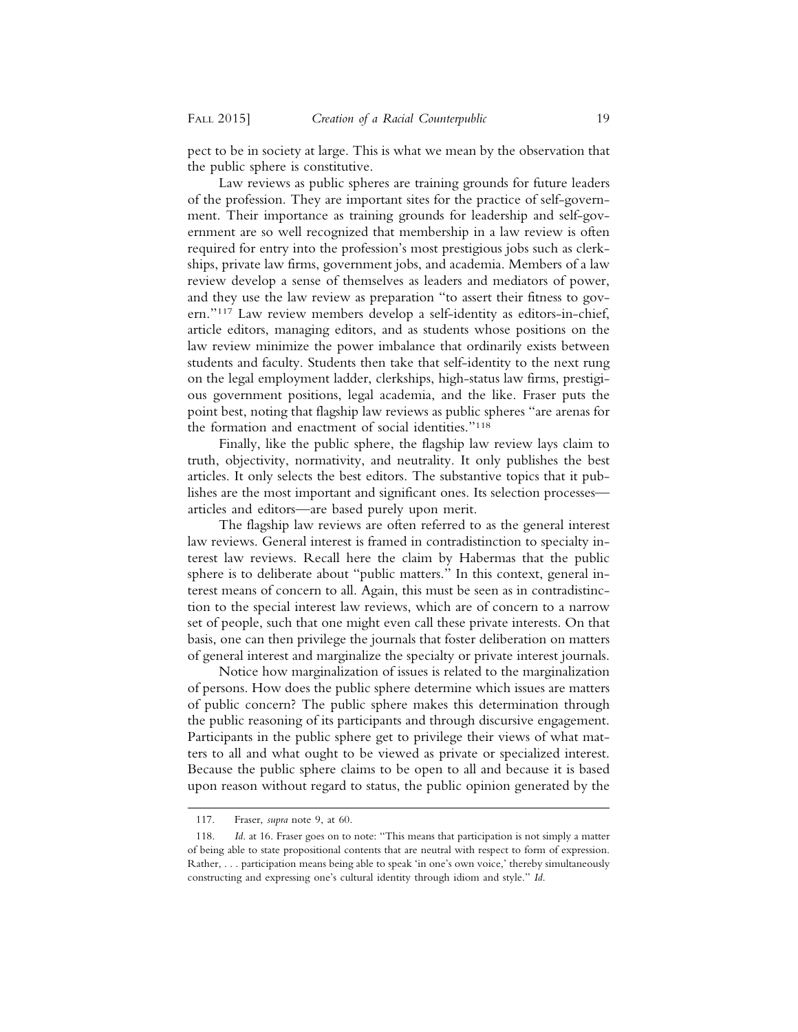pect to be in society at large. This is what we mean by the observation that the public sphere is constitutive.

Law reviews as public spheres are training grounds for future leaders of the profession. They are important sites for the practice of self-government. Their importance as training grounds for leadership and self-government are so well recognized that membership in a law review is often required for entry into the profession's most prestigious jobs such as clerkships, private law firms, government jobs, and academia. Members of a law review develop a sense of themselves as leaders and mediators of power, and they use the law review as preparation "to assert their fitness to govern."[117] Law review members develop a self-identity as editors-in-chief, article editors, managing editors, and as students whose positions on the law review minimize the power imbalance that ordinarily exists between students and faculty. Students then take that self-identity to the next rung on the legal employment ladder, clerkships, high-status law firms, prestigious government positions, legal academia, and the like. Fraser puts the point best, noting that flagship law reviews as public spheres "are arenas for the formation and enactment of social identities."[118]

Finally, like the public sphere, the flagship law review lays claim to truth, objectivity, normativity, and neutrality. It only publishes the best articles. It only selects the best editors. The substantive topics that it publishes are the most important and significant ones. Its selection processes—articles and editors—are based purely upon merit.

The flagship law reviews are often referred to as the general interest law reviews. General interest is framed in contradistinction to specialty interest law reviews. Recall here the claim by Habermas that the public sphere is to deliberate about "public matters." In this context, general interest means of concern to all. Again, this must be seen as in contradistinction to the special interest law reviews, which are of concern to a narrow set of people, such that one might even call these private interests. On that basis, one can then privilege the journals that foster deliberation on matters of general interest and marginalize the specialty or private interest journals.

Notice how marginalization of issues is related to the marginalization of persons. How does the public sphere determine which issues are matters of public concern? The public sphere makes this determination through the public reasoning of its participants and through discursive engagement. Participants in the public sphere get to privilege their views of what matters to all and what ought to be viewed as private or specialized interest. Because the public sphere claims to be open to all and because it is based upon reason without regard to status, the public opinion generated by the

---

117. Fraser, *supra* note 9, at 60.

118. *Id.* at 16. Fraser goes on to note: "This means that participation is not simply a matter of being able to state propositional contents that are neutral with respect to form of expression. Rather, . . . participation means being able to speak 'in one's own voice,' thereby simultaneously constructing and expressing one's cultural identity through idiom and style." *Id.*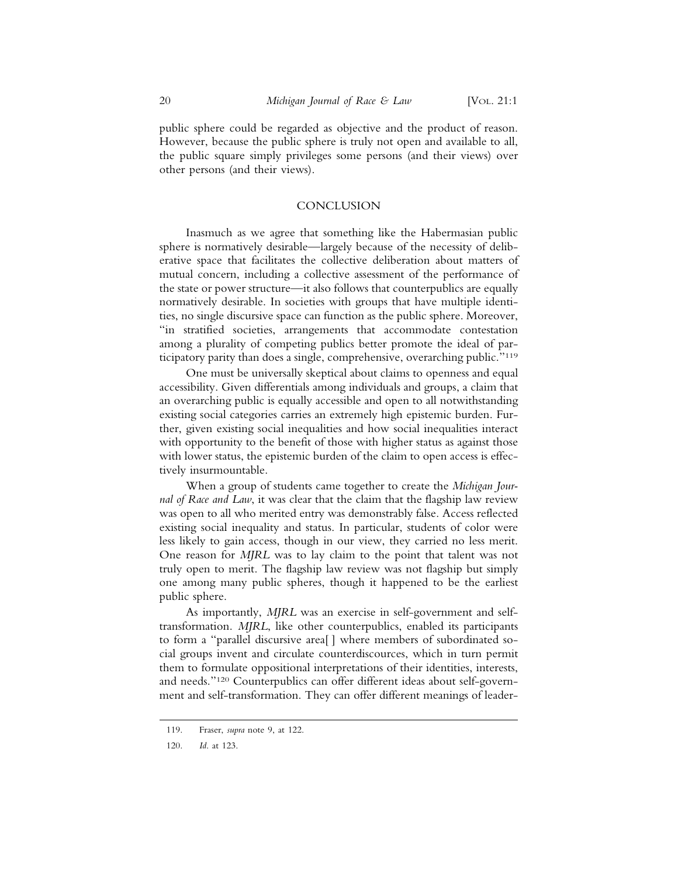public sphere could be regarded as objective and the product of reason. However, because the public sphere is truly not open and available to all, the public square simply privileges some persons (and their views) over other persons (and their views).

## CONCLUSION

Inasmuch as we agree that something like the Habermasian public sphere is normatively desirable—largely because of the necessity of deliberative space that facilitates the collective deliberation about matters of mutual concern, including a collective assessment of the performance of the state or power structure—it also follows that counterpublics are equally normatively desirable. In societies with groups that have multiple identities, no single discursive space can function as the public sphere. Moreover, "in stratified societies, arrangements that accommodate contestation among a plurality of competing publics better promote the ideal of participatory parity than does a single, comprehensive, overarching public."[119]

One must be universally skeptical about claims to openness and equal accessibility. Given differentials among individuals and groups, a claim that an overarching public is equally accessible and open to all notwithstanding existing social categories carries an extremely high epistemic burden. Further, given existing social inequalities and how social inequalities interact with opportunity to the benefit of those with higher status as against those with lower status, the epistemic burden of the claim to open access is effectively insurmountable.

When a group of students came together to create the *Michigan Journal of Race and Law*, it was clear that the claim that the flagship law review was open to all who merited entry was demonstrably false. Access reflected existing social inequality and status. In particular, students of color were less likely to gain access, though in our view, they carried no less merit. One reason for *MJRL* was to lay claim to the point that talent was not truly open to merit. The flagship law review was not flagship but simply one among many public spheres, though it happened to be the earliest public sphere.

As importantly, *MJRL* was an exercise in self-government and self-transformation. *MJRL*, like other counterpublics, enabled its participants to form a "parallel discursive area[ ] where members of subordinated social groups invent and circulate counterdiscources, which in turn permit them to formulate oppositional interpretations of their identities, interests, and needs."[120] Counterpublics can offer different ideas about self-government and self-transformation. They can offer different meanings of leader-

119. Fraser, *supra* note 9, at 122.

120. *Id.* at 123.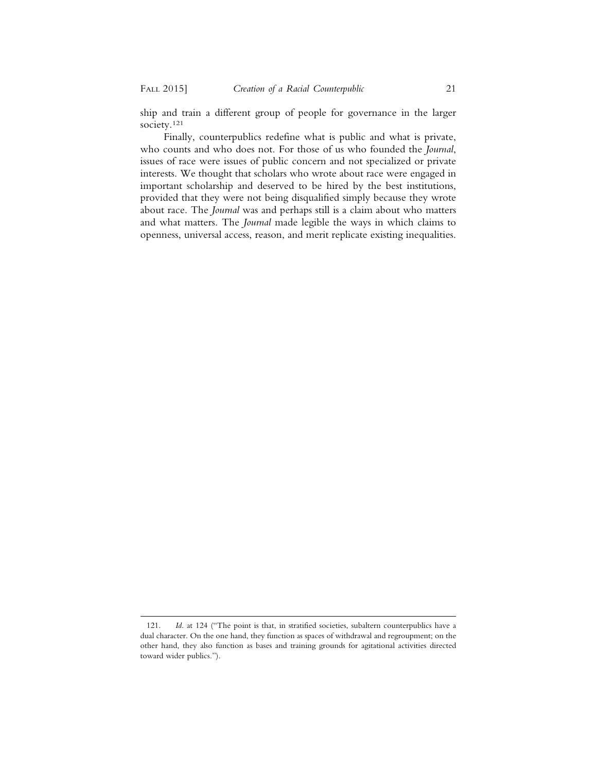ship and train a different group of people for governance in the larger society.[121]

Finally, counterpublics redefine what is public and what is private, who counts and who does not. For those of us who founded the *Journal*, issues of race were issues of public concern and not specialized or private interests. We thought that scholars who wrote about race were engaged in important scholarship and deserved to be hired by the best institutions, provided that they were not being disqualified simply because they wrote about race. The *Journal* was and perhaps still is a claim about who matters and what matters. The *Journal* made legible the ways in which claims to openness, universal access, reason, and merit replicate existing inequalities.

---

121. *Id.* at 124 ("The point is that, in stratified societies, subaltern counterpublics have a dual character. On the one hand, they function as spaces of withdrawal and regroupment; on the other hand, they also function as bases and training grounds for agitational activities directed toward wider publics.").